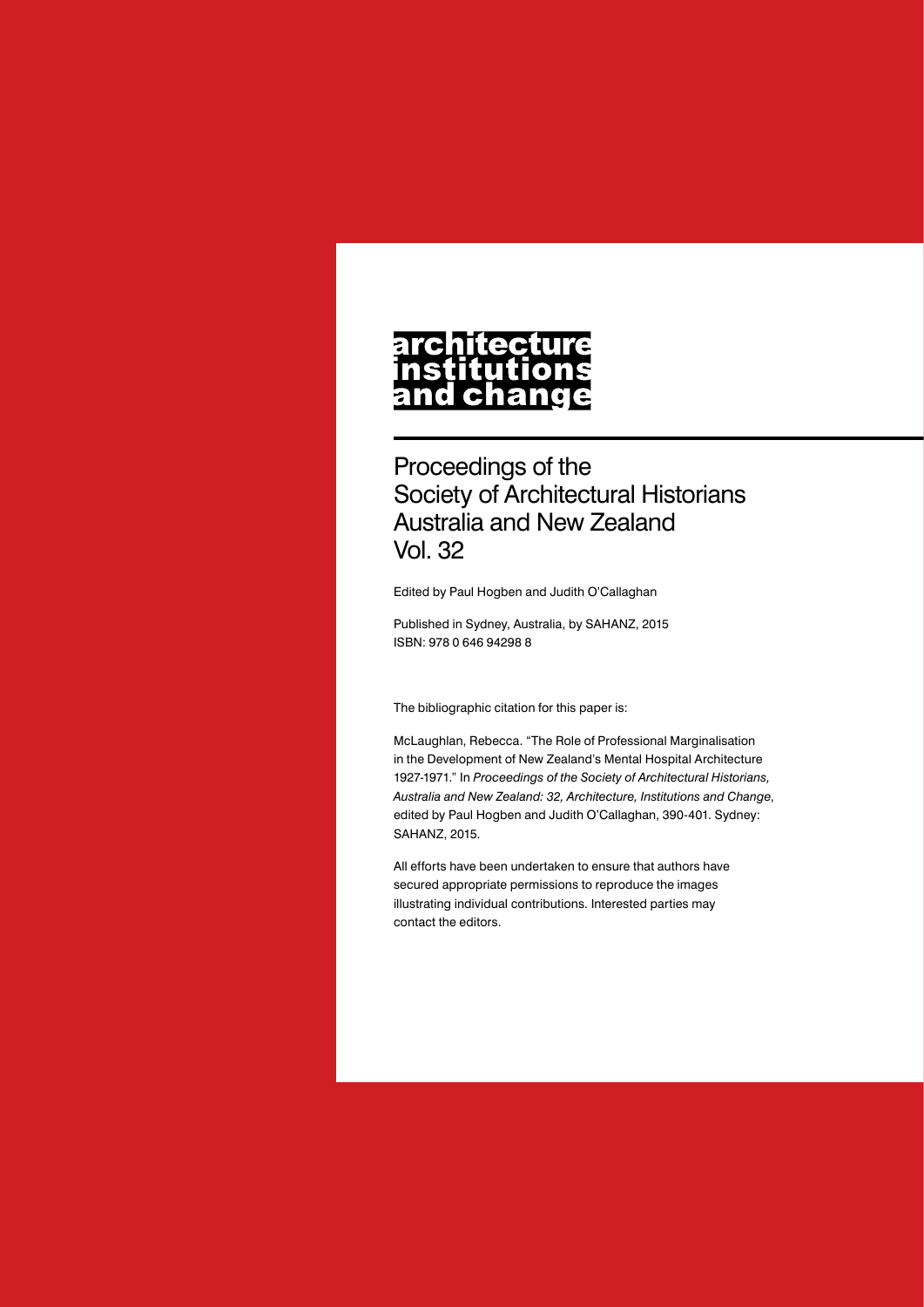# architecture institutions and change

## Proceedings of the Society of Architectural Historians Australia and New Zealand Vol. 32

Edited by Paul Hogben and Judith O'Callaghan

Published in Sydney, Australia, by SAHANZ, 2015
ISBN: 978 0 646 94298 8

The bibliographic citation for this paper is:

McLaughlan, Rebecca. "The Role of Professional Marginalisation in the Development of New Zealand's Mental Hospital Architecture 1927-1971." In *Proceedings of the Society of Architectural Historians, Australia and New Zealand: 32, Architecture, Institutions and Change*, edited by Paul Hogben and Judith O'Callaghan, 390-401. Sydney: SAHANZ, 2015.

All efforts have been undertaken to ensure that authors have secured appropriate permissions to reproduce the images illustrating individual contributions. Interested parties may contact the editors.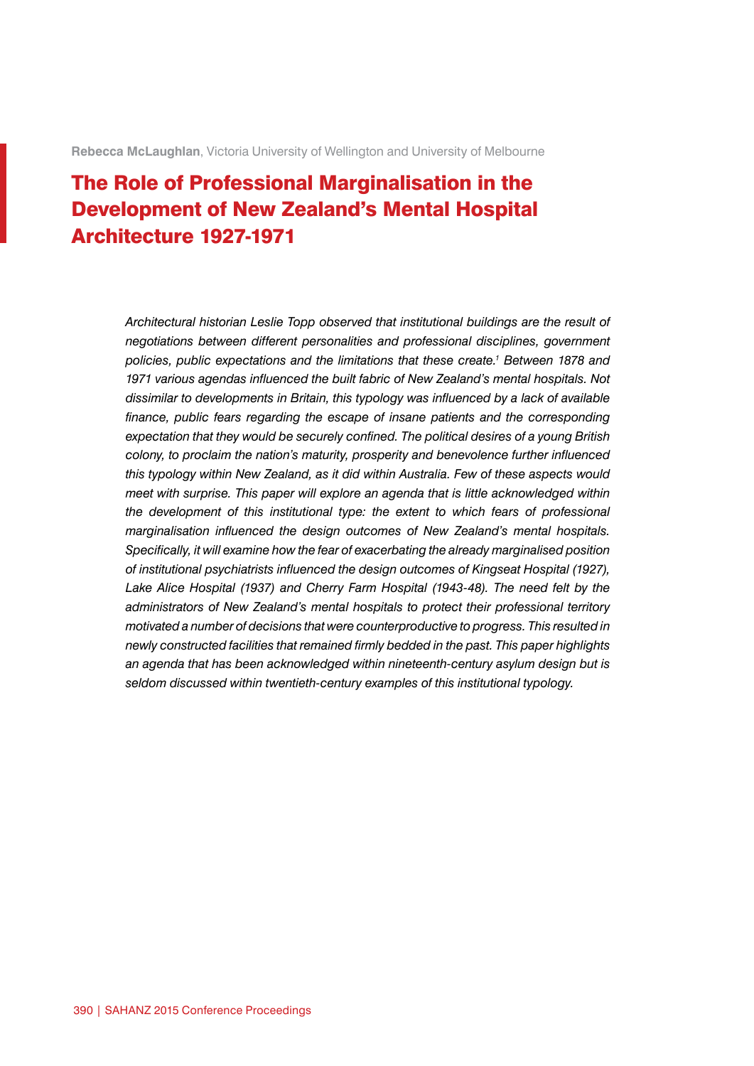**Rebecca McLaughlan**, Victoria University of Wellington and University of Melbourne

# The Role of Professional Marginalisation in the Development of New Zealand's Mental Hospital Architecture 1927-1971

*Architectural historian Leslie Topp observed that institutional buildings are the result of negotiations between different personalities and professional disciplines, government policies, public expectations and the limitations that these create.*[1] *Between 1878 and 1971 various agendas influenced the built fabric of New Zealand's mental hospitals. Not dissimilar to developments in Britain, this typology was influenced by a lack of available finance, public fears regarding the escape of insane patients and the corresponding expectation that they would be securely confined. The political desires of a young British colony, to proclaim the nation's maturity, prosperity and benevolence further influenced this typology within New Zealand, as it did within Australia. Few of these aspects would meet with surprise. This paper will explore an agenda that is little acknowledged within the development of this institutional type: the extent to which fears of professional marginalisation influenced the design outcomes of New Zealand's mental hospitals. Specifically, it will examine how the fear of exacerbating the already marginalised position of institutional psychiatrists influenced the design outcomes of Kingseat Hospital (1927), Lake Alice Hospital (1937) and Cherry Farm Hospital (1943-48). The need felt by the administrators of New Zealand's mental hospitals to protect their professional territory motivated a number of decisions that were counterproductive to progress. This resulted in newly constructed facilities that remained firmly bedded in the past. This paper highlights an agenda that has been acknowledged within nineteenth-century asylum design but is seldom discussed within twentieth-century examples of this institutional typology.*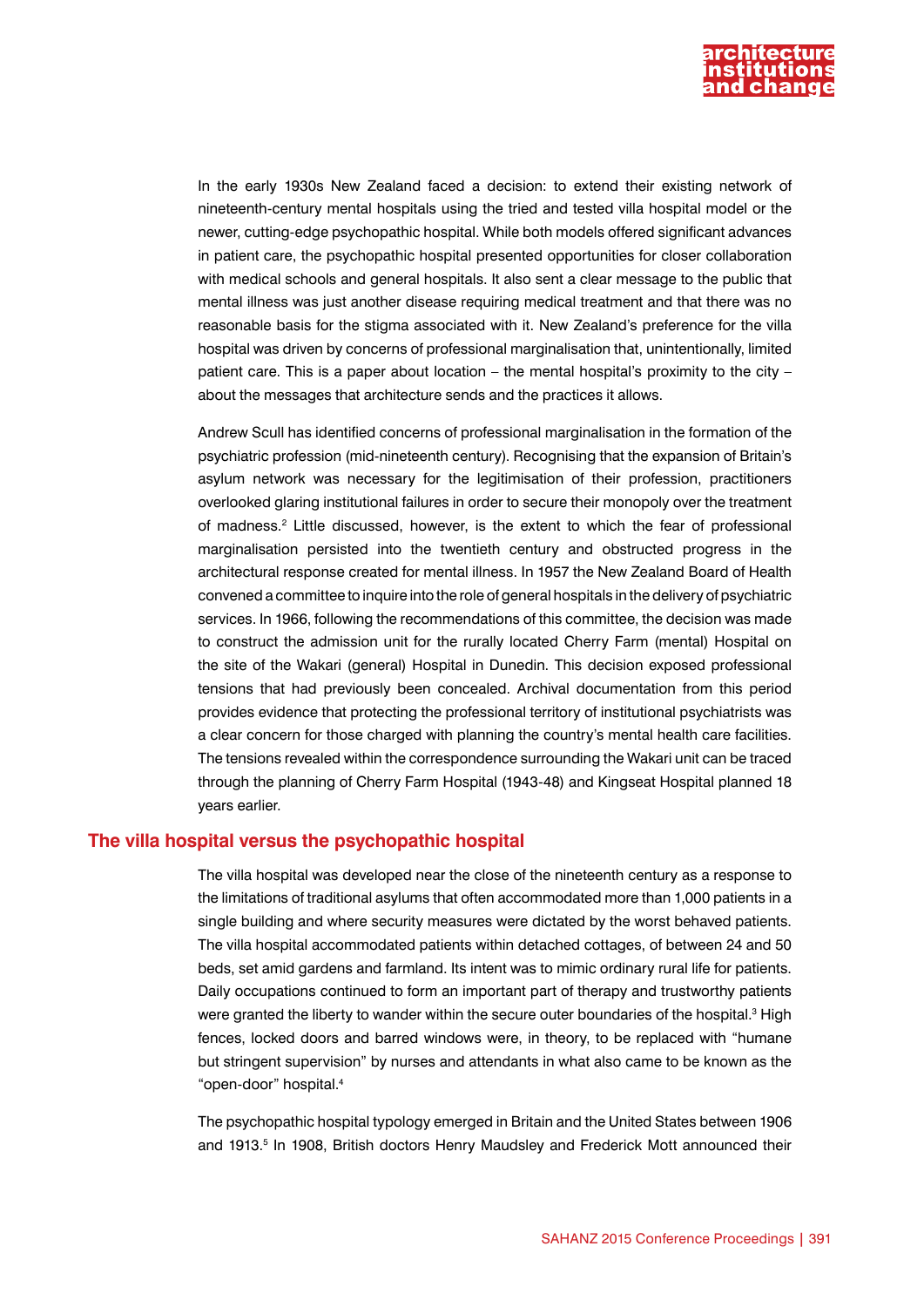In the early 1930s New Zealand faced a decision: to extend their existing network of nineteenth-century mental hospitals using the tried and tested villa hospital model or the newer, cutting-edge psychopathic hospital. While both models offered significant advances in patient care, the psychopathic hospital presented opportunities for closer collaboration with medical schools and general hospitals. It also sent a clear message to the public that mental illness was just another disease requiring medical treatment and that there was no reasonable basis for the stigma associated with it. New Zealand's preference for the villa hospital was driven by concerns of professional marginalisation that, unintentionally, limited patient care. This is a paper about location – the mental hospital's proximity to the city – about the messages that architecture sends and the practices it allows.

Andrew Scull has identified concerns of professional marginalisation in the formation of the psychiatric profession (mid-nineteenth century). Recognising that the expansion of Britain's asylum network was necessary for the legitimisation of their profession, practitioners overlooked glaring institutional failures in order to secure their monopoly over the treatment of madness.[2] Little discussed, however, is the extent to which the fear of professional marginalisation persisted into the twentieth century and obstructed progress in the architectural response created for mental illness. In 1957 the New Zealand Board of Health convened a committee to inquire into the role of general hospitals in the delivery of psychiatric services. In 1966, following the recommendations of this committee, the decision was made to construct the admission unit for the rurally located Cherry Farm (mental) Hospital on the site of the Wakari (general) Hospital in Dunedin. This decision exposed professional tensions that had previously been concealed. Archival documentation from this period provides evidence that protecting the professional territory of institutional psychiatrists was a clear concern for those charged with planning the country's mental health care facilities. The tensions revealed within the correspondence surrounding the Wakari unit can be traced through the planning of Cherry Farm Hospital (1943-48) and Kingseat Hospital planned 18 years earlier.

## The villa hospital versus the psychopathic hospital

The villa hospital was developed near the close of the nineteenth century as a response to the limitations of traditional asylums that often accommodated more than 1,000 patients in a single building and where security measures were dictated by the worst behaved patients. The villa hospital accommodated patients within detached cottages, of between 24 and 50 beds, set amid gardens and farmland. Its intent was to mimic ordinary rural life for patients. Daily occupations continued to form an important part of therapy and trustworthy patients were granted the liberty to wander within the secure outer boundaries of the hospital.[3] High fences, locked doors and barred windows were, in theory, to be replaced with "humane but stringent supervision" by nurses and attendants in what also came to be known as the "open-door" hospital.[4]

The psychopathic hospital typology emerged in Britain and the United States between 1906 and 1913.[5] In 1908, British doctors Henry Maudsley and Frederick Mott announced their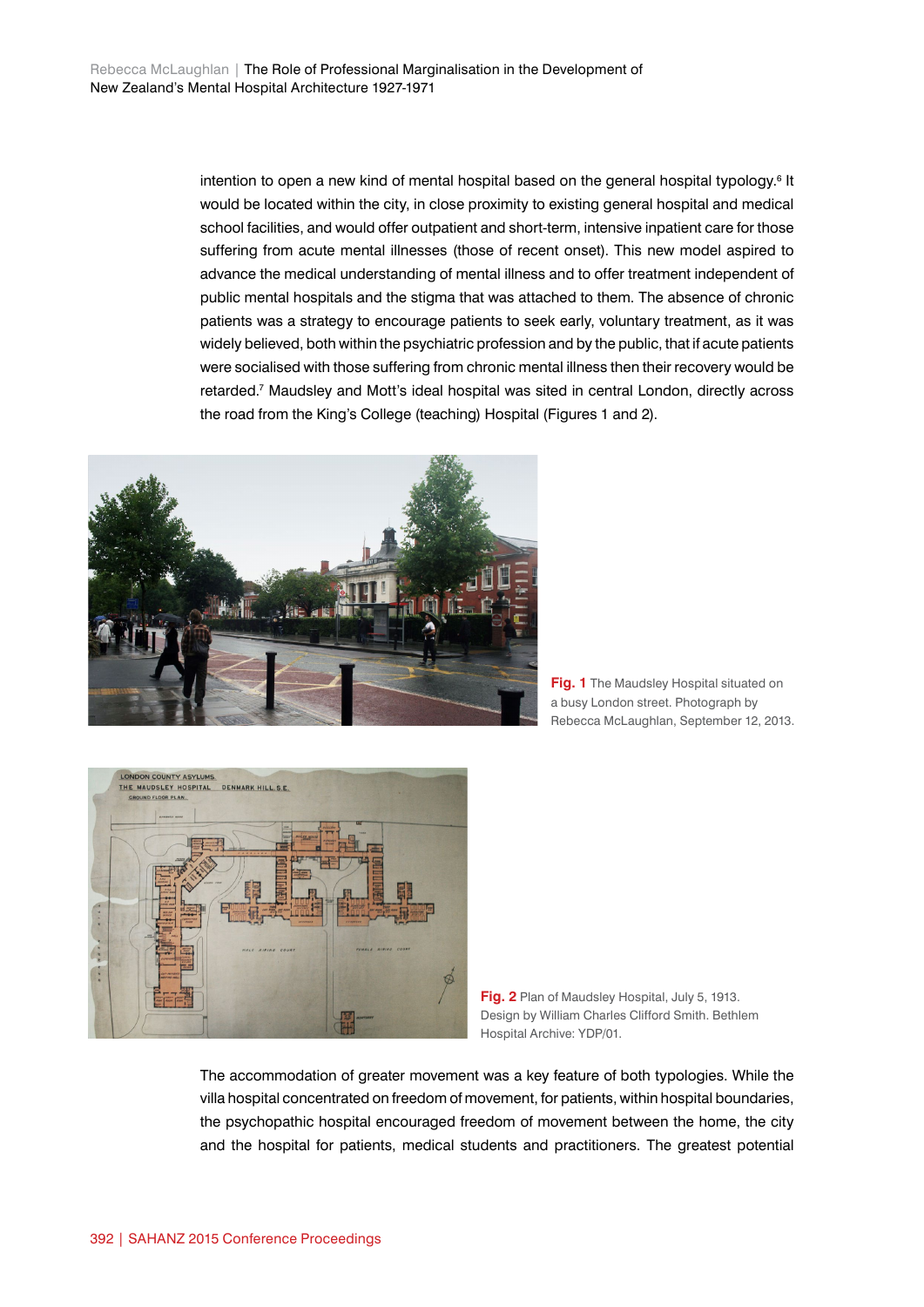intention to open a new kind of mental hospital based on the general hospital typology.[6] It would be located within the city, in close proximity to existing general hospital and medical school facilities, and would offer outpatient and short-term, intensive inpatient care for those suffering from acute mental illnesses (those of recent onset). This new model aspired to advance the medical understanding of mental illness and to offer treatment independent of public mental hospitals and the stigma that was attached to them. The absence of chronic patients was a strategy to encourage patients to seek early, voluntary treatment, as it was widely believed, both within the psychiatric profession and by the public, that if acute patients were socialised with those suffering from chronic mental illness then their recovery would be retarded.[7] Maudsley and Mott's ideal hospital was sited in central London, directly across the road from the King's College (teaching) Hospital (Figures 1 and 2).

**Fig. 1** The Maudsley Hospital situated on a busy London street. Photograph by Rebecca McLaughlan, September 12, 2013.

**Fig. 2** Plan of Maudsley Hospital, July 5, 1913. Design by William Charles Clifford Smith. Bethlem Hospital Archive: YDP/01.

The accommodation of greater movement was a key feature of both typologies. While the villa hospital concentrated on freedom of movement, for patients, within hospital boundaries, the psychopathic hospital encouraged freedom of movement between the home, the city and the hospital for patients, medical students and practitioners. The greatest potential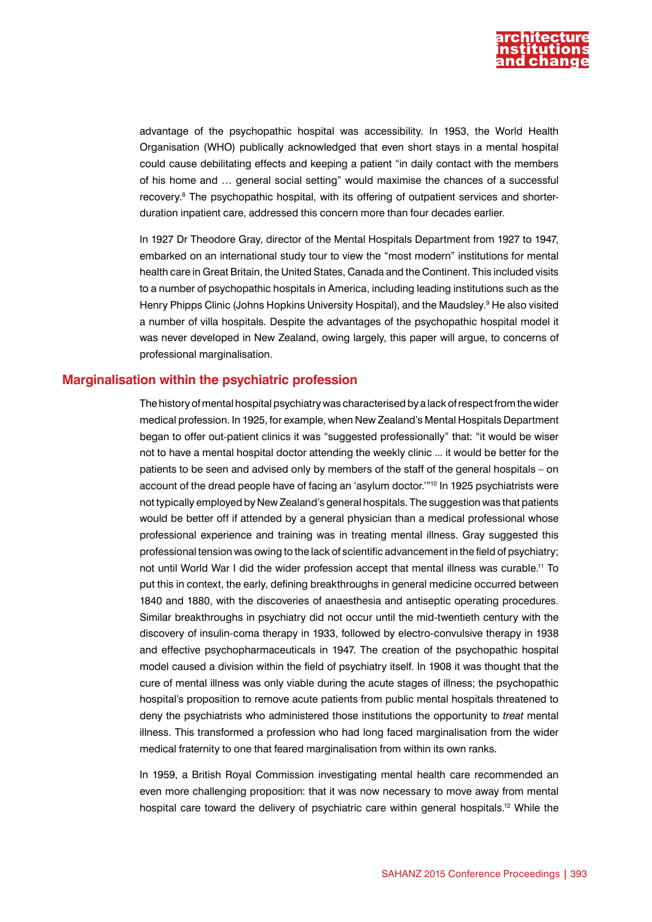advantage of the psychopathic hospital was accessibility. In 1953, the World Health Organisation (WHO) publically acknowledged that even short stays in a mental hospital could cause debilitating effects and keeping a patient "in daily contact with the members of his home and … general social setting" would maximise the chances of a successful recovery.[8] The psychopathic hospital, with its offering of outpatient services and shorter-duration inpatient care, addressed this concern more than four decades earlier.

In 1927 Dr Theodore Gray, director of the Mental Hospitals Department from 1927 to 1947, embarked on an international study tour to view the "most modern" institutions for mental health care in Great Britain, the United States, Canada and the Continent. This included visits to a number of psychopathic hospitals in America, including leading institutions such as the Henry Phipps Clinic (Johns Hopkins University Hospital), and the Maudsley.[9] He also visited a number of villa hospitals. Despite the advantages of the psychopathic hospital model it was never developed in New Zealand, owing largely, this paper will argue, to concerns of professional marginalisation.

## Marginalisation within the psychiatric profession

The history of mental hospital psychiatry was characterised by a lack of respect from the wider medical profession. In 1925, for example, when New Zealand's Mental Hospitals Department began to offer out-patient clinics it was "suggested professionally" that: "it would be wiser not to have a mental hospital doctor attending the weekly clinic ... it would be better for the patients to be seen and advised only by members of the staff of the general hospitals – on account of the dread people have of facing an 'asylum doctor.'"[10] In 1925 psychiatrists were not typically employed by New Zealand's general hospitals. The suggestion was that patients would be better off if attended by a general physician than a medical professional whose professional experience and training was in treating mental illness. Gray suggested this professional tension was owing to the lack of scientific advancement in the field of psychiatry; not until World War I did the wider profession accept that mental illness was curable.[11] To put this in context, the early, defining breakthroughs in general medicine occurred between 1840 and 1880, with the discoveries of anaesthesia and antiseptic operating procedures. Similar breakthroughs in psychiatry did not occur until the mid-twentieth century with the discovery of insulin-coma therapy in 1933, followed by electro-convulsive therapy in 1938 and effective psychopharmaceuticals in 1947. The creation of the psychopathic hospital model caused a division within the field of psychiatry itself. In 1908 it was thought that the cure of mental illness was only viable during the acute stages of illness; the psychopathic hospital's proposition to remove acute patients from public mental hospitals threatened to deny the psychiatrists who administered those institutions the opportunity to *treat* mental illness. This transformed a profession who had long faced marginalisation from the wider medical fraternity to one that feared marginalisation from within its own ranks.

In 1959, a British Royal Commission investigating mental health care recommended an even more challenging proposition: that it was now necessary to move away from mental hospital care toward the delivery of psychiatric care within general hospitals.[12] While the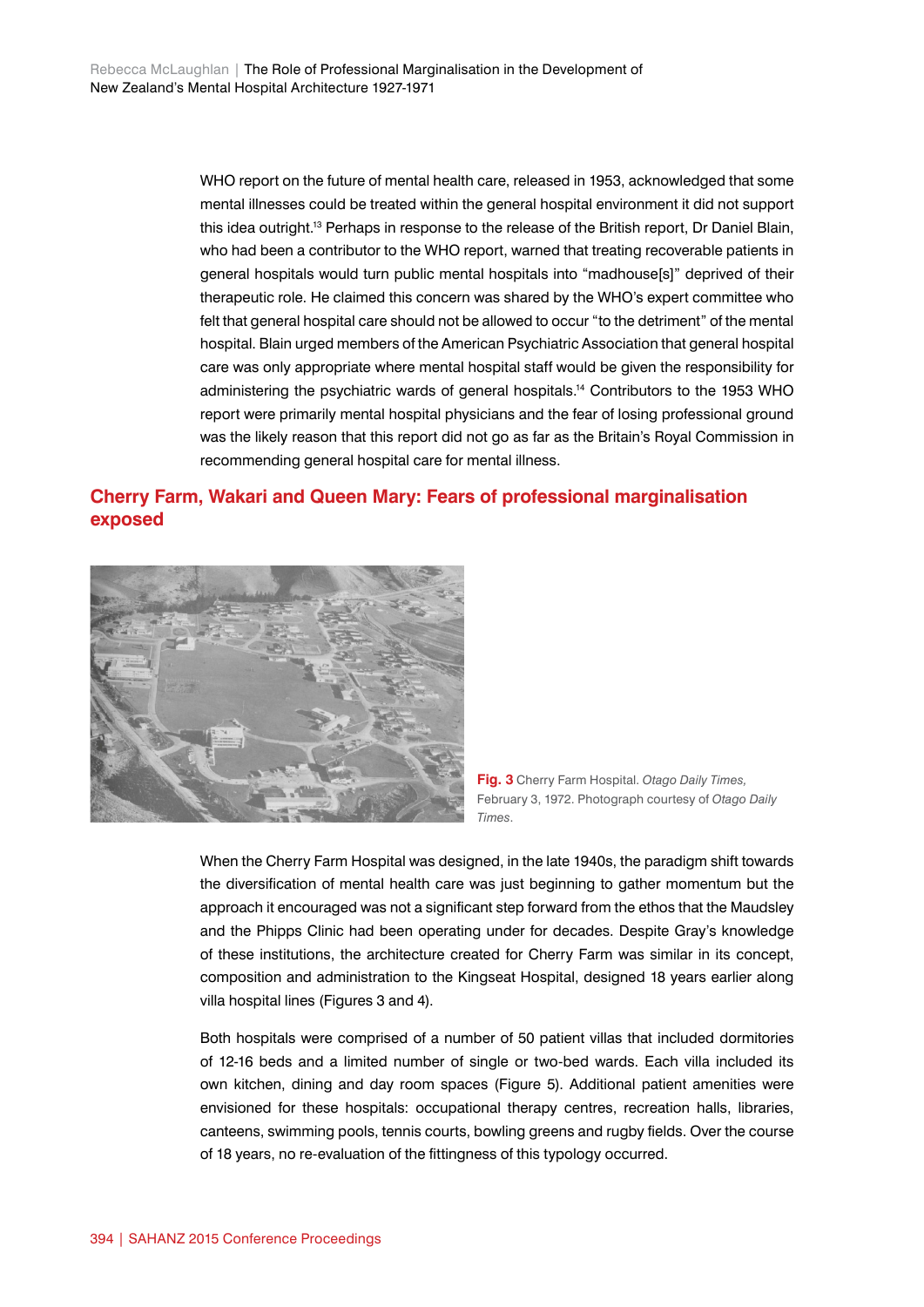WHO report on the future of mental health care, released in 1953, acknowledged that some mental illnesses could be treated within the general hospital environment it did not support this idea outright.[13] Perhaps in response to the release of the British report, Dr Daniel Blain, who had been a contributor to the WHO report, warned that treating recoverable patients in general hospitals would turn public mental hospitals into "madhouse[s]" deprived of their therapeutic role. He claimed this concern was shared by the WHO's expert committee who felt that general hospital care should not be allowed to occur "to the detriment" of the mental hospital. Blain urged members of the American Psychiatric Association that general hospital care was only appropriate where mental hospital staff would be given the responsibility for administering the psychiatric wards of general hospitals.[14] Contributors to the 1953 WHO report were primarily mental hospital physicians and the fear of losing professional ground was the likely reason that this report did not go as far as the Britain's Royal Commission in recommending general hospital care for mental illness.

## Cherry Farm, Wakari and Queen Mary: Fears of professional marginalisation exposed

**Fig. 3** Cherry Farm Hospital. *Otago Daily Times,* February 3, 1972. Photograph courtesy of *Otago Daily Times*.

When the Cherry Farm Hospital was designed, in the late 1940s, the paradigm shift towards the diversification of mental health care was just beginning to gather momentum but the approach it encouraged was not a significant step forward from the ethos that the Maudsley and the Phipps Clinic had been operating under for decades. Despite Gray's knowledge of these institutions, the architecture created for Cherry Farm was similar in its concept, composition and administration to the Kingseat Hospital, designed 18 years earlier along villa hospital lines (Figures 3 and 4).

Both hospitals were comprised of a number of 50 patient villas that included dormitories of 12-16 beds and a limited number of single or two-bed wards. Each villa included its own kitchen, dining and day room spaces (Figure 5). Additional patient amenities were envisioned for these hospitals: occupational therapy centres, recreation halls, libraries, canteens, swimming pools, tennis courts, bowling greens and rugby fields. Over the course of 18 years, no re-evaluation of the fittingness of this typology occurred.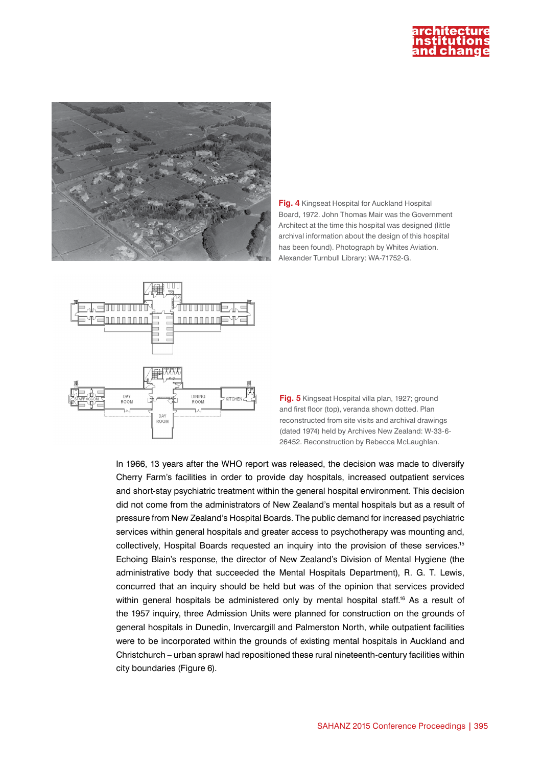**Fig. 4** Kingseat Hospital for Auckland Hospital Board, 1972. John Thomas Mair was the Government Architect at the time this hospital was designed (little archival information about the design of this hospital has been found). Photograph by Whites Aviation. Alexander Turnbull Library: WA-71752-G.

**Fig. 5** Kingseat Hospital villa plan, 1927; ground and first floor (top), veranda shown dotted. Plan reconstructed from site visits and archival drawings (dated 1974) held by Archives New Zealand: W-33-6-26452. Reconstruction by Rebecca McLaughlan.

In 1966, 13 years after the WHO report was released, the decision was made to diversify Cherry Farm's facilities in order to provide day hospitals, increased outpatient services and short-stay psychiatric treatment within the general hospital environment. This decision did not come from the administrators of New Zealand's mental hospitals but as a result of pressure from New Zealand's Hospital Boards. The public demand for increased psychiatric services within general hospitals and greater access to psychotherapy was mounting and, collectively, Hospital Boards requested an inquiry into the provision of these services.[15] Echoing Blain's response, the director of New Zealand's Division of Mental Hygiene (the administrative body that succeeded the Mental Hospitals Department), R. G. T. Lewis, concurred that an inquiry should be held but was of the opinion that services provided within general hospitals be administered only by mental hospital staff.[16] As a result of the 1957 inquiry, three Admission Units were planned for construction on the grounds of general hospitals in Dunedin, Invercargill and Palmerston North, while outpatient facilities were to be incorporated within the grounds of existing mental hospitals in Auckland and Christchurch – urban sprawl had repositioned these rural nineteenth-century facilities within city boundaries (Figure 6).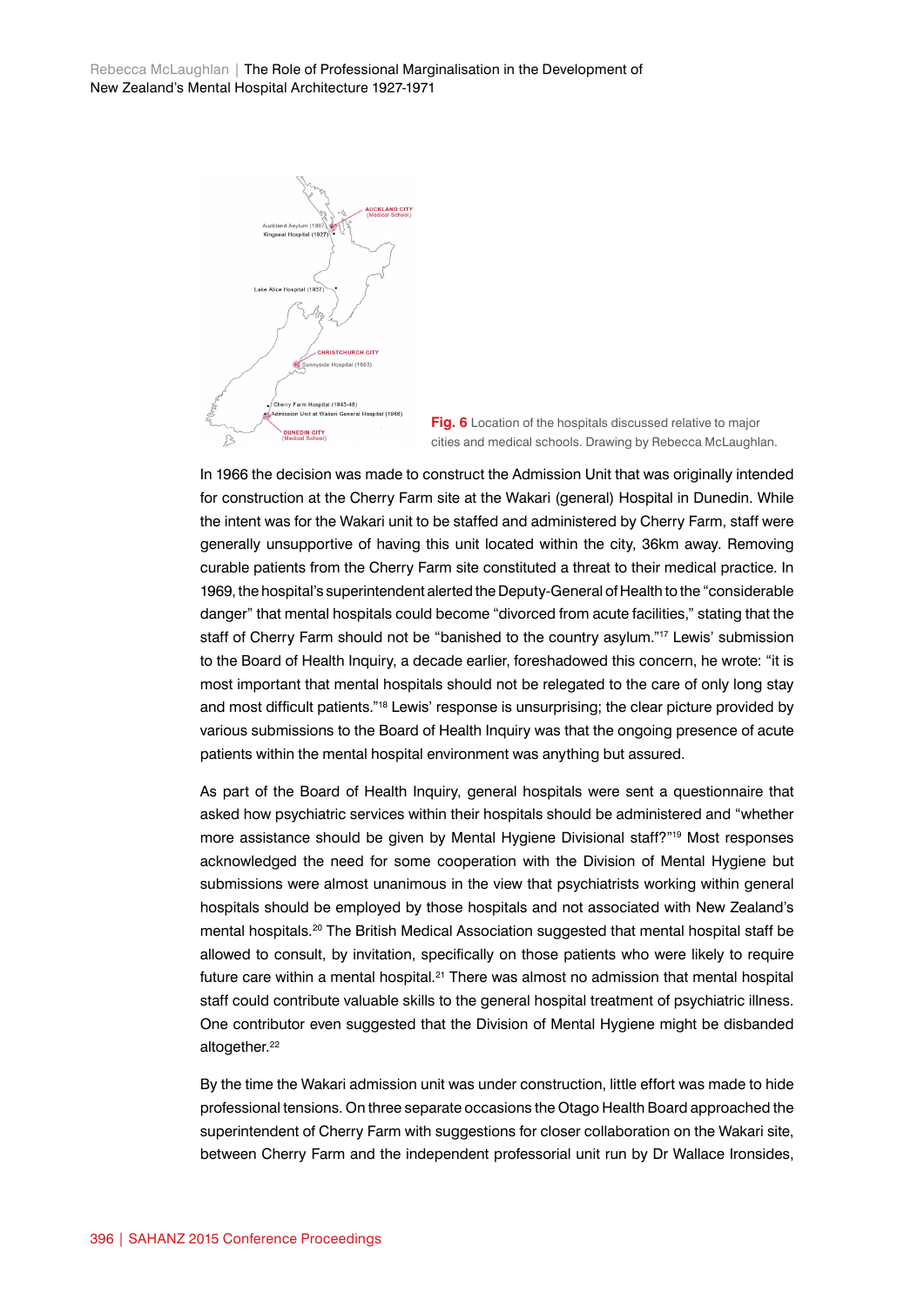**Fig. 6** Location of the hospitals discussed relative to major cities and medical schools. Drawing by Rebecca McLaughlan.

In 1966 the decision was made to construct the Admission Unit that was originally intended for construction at the Cherry Farm site at the Wakari (general) Hospital in Dunedin. While the intent was for the Wakari unit to be staffed and administered by Cherry Farm, staff were generally unsupportive of having this unit located within the city, 36km away. Removing curable patients from the Cherry Farm site constituted a threat to their medical practice. In 1969, the hospital's superintendent alerted the Deputy-General of Health to the "considerable danger" that mental hospitals could become "divorced from acute facilities," stating that the staff of Cherry Farm should not be "banished to the country asylum."[17] Lewis' submission to the Board of Health Inquiry, a decade earlier, foreshadowed this concern, he wrote: "it is most important that mental hospitals should not be relegated to the care of only long stay and most difficult patients."[18] Lewis' response is unsurprising; the clear picture provided by various submissions to the Board of Health Inquiry was that the ongoing presence of acute patients within the mental hospital environment was anything but assured.

As part of the Board of Health Inquiry, general hospitals were sent a questionnaire that asked how psychiatric services within their hospitals should be administered and "whether more assistance should be given by Mental Hygiene Divisional staff?"[19] Most responses acknowledged the need for some cooperation with the Division of Mental Hygiene but submissions were almost unanimous in the view that psychiatrists working within general hospitals should be employed by those hospitals and not associated with New Zealand's mental hospitals.[20] The British Medical Association suggested that mental hospital staff be allowed to consult, by invitation, specifically on those patients who were likely to require future care within a mental hospital.[21] There was almost no admission that mental hospital staff could contribute valuable skills to the general hospital treatment of psychiatric illness. One contributor even suggested that the Division of Mental Hygiene might be disbanded altogether.[22]

By the time the Wakari admission unit was under construction, little effort was made to hide professional tensions. On three separate occasions the Otago Health Board approached the superintendent of Cherry Farm with suggestions for closer collaboration on the Wakari site, between Cherry Farm and the independent professorial unit run by Dr Wallace Ironsides,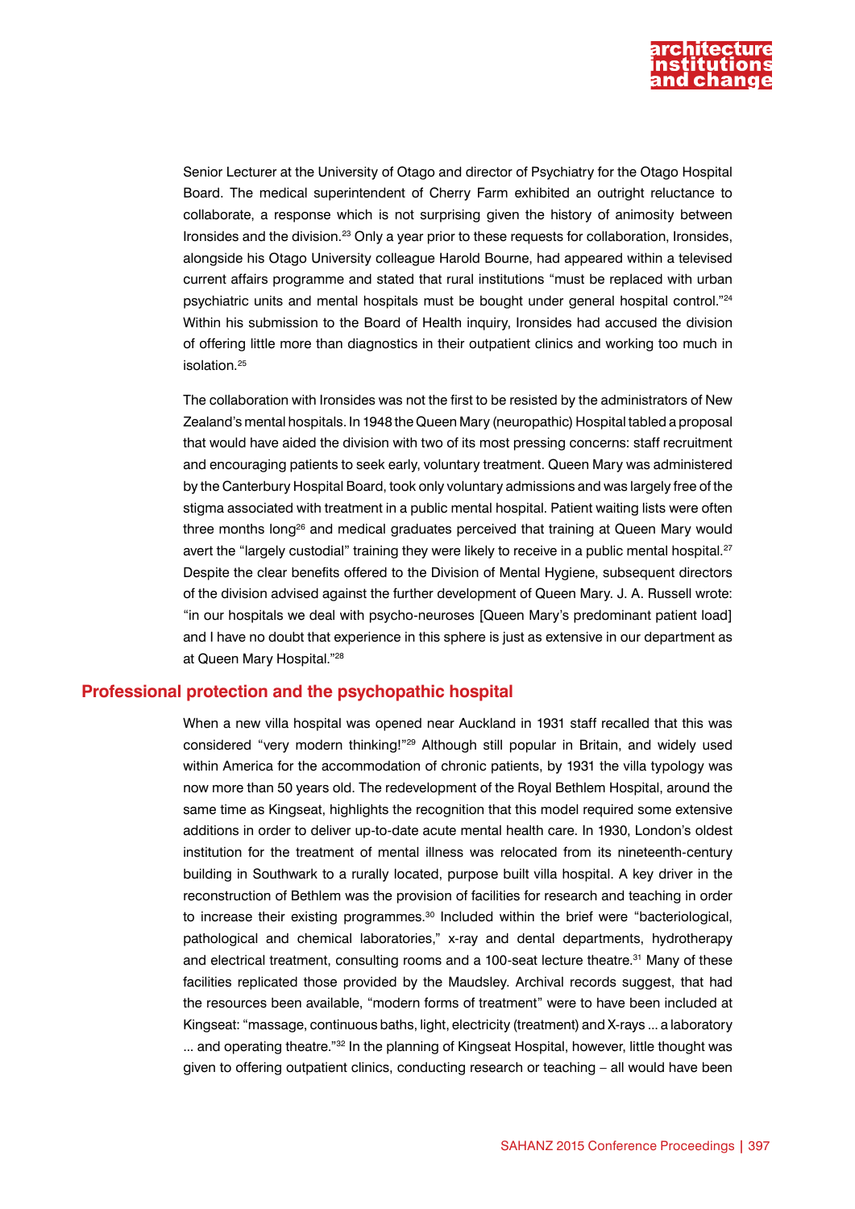Senior Lecturer at the University of Otago and director of Psychiatry for the Otago Hospital Board. The medical superintendent of Cherry Farm exhibited an outright reluctance to collaborate, a response which is not surprising given the history of animosity between Ironsides and the division.[23] Only a year prior to these requests for collaboration, Ironsides, alongside his Otago University colleague Harold Bourne, had appeared within a televised current affairs programme and stated that rural institutions "must be replaced with urban psychiatric units and mental hospitals must be bought under general hospital control."[24] Within his submission to the Board of Health inquiry, Ironsides had accused the division of offering little more than diagnostics in their outpatient clinics and working too much in isolation.[25]

The collaboration with Ironsides was not the first to be resisted by the administrators of New Zealand's mental hospitals. In 1948 the Queen Mary (neuropathic) Hospital tabled a proposal that would have aided the division with two of its most pressing concerns: staff recruitment and encouraging patients to seek early, voluntary treatment. Queen Mary was administered by the Canterbury Hospital Board, took only voluntary admissions and was largely free of the stigma associated with treatment in a public mental hospital. Patient waiting lists were often three months long[26] and medical graduates perceived that training at Queen Mary would avert the "largely custodial" training they were likely to receive in a public mental hospital.[27] Despite the clear benefits offered to the Division of Mental Hygiene, subsequent directors of the division advised against the further development of Queen Mary. J. A. Russell wrote: "in our hospitals we deal with psycho-neuroses [Queen Mary's predominant patient load] and I have no doubt that experience in this sphere is just as extensive in our department as at Queen Mary Hospital."[28]

## Professional protection and the psychopathic hospital

When a new villa hospital was opened near Auckland in 1931 staff recalled that this was considered "very modern thinking!"[29] Although still popular in Britain, and widely used within America for the accommodation of chronic patients, by 1931 the villa typology was now more than 50 years old. The redevelopment of the Royal Bethlem Hospital, around the same time as Kingseat, highlights the recognition that this model required some extensive additions in order to deliver up-to-date acute mental health care. In 1930, London's oldest institution for the treatment of mental illness was relocated from its nineteenth-century building in Southwark to a rurally located, purpose built villa hospital. A key driver in the reconstruction of Bethlem was the provision of facilities for research and teaching in order to increase their existing programmes.[30] Included within the brief were "bacteriological, pathological and chemical laboratories," x-ray and dental departments, hydrotherapy and electrical treatment, consulting rooms and a 100-seat lecture theatre.[31] Many of these facilities replicated those provided by the Maudsley. Archival records suggest, that had the resources been available, "modern forms of treatment" were to have been included at Kingseat: "massage, continuous baths, light, electricity (treatment) and X-rays ... a laboratory ... and operating theatre."[32] In the planning of Kingseat Hospital, however, little thought was given to offering outpatient clinics, conducting research or teaching – all would have been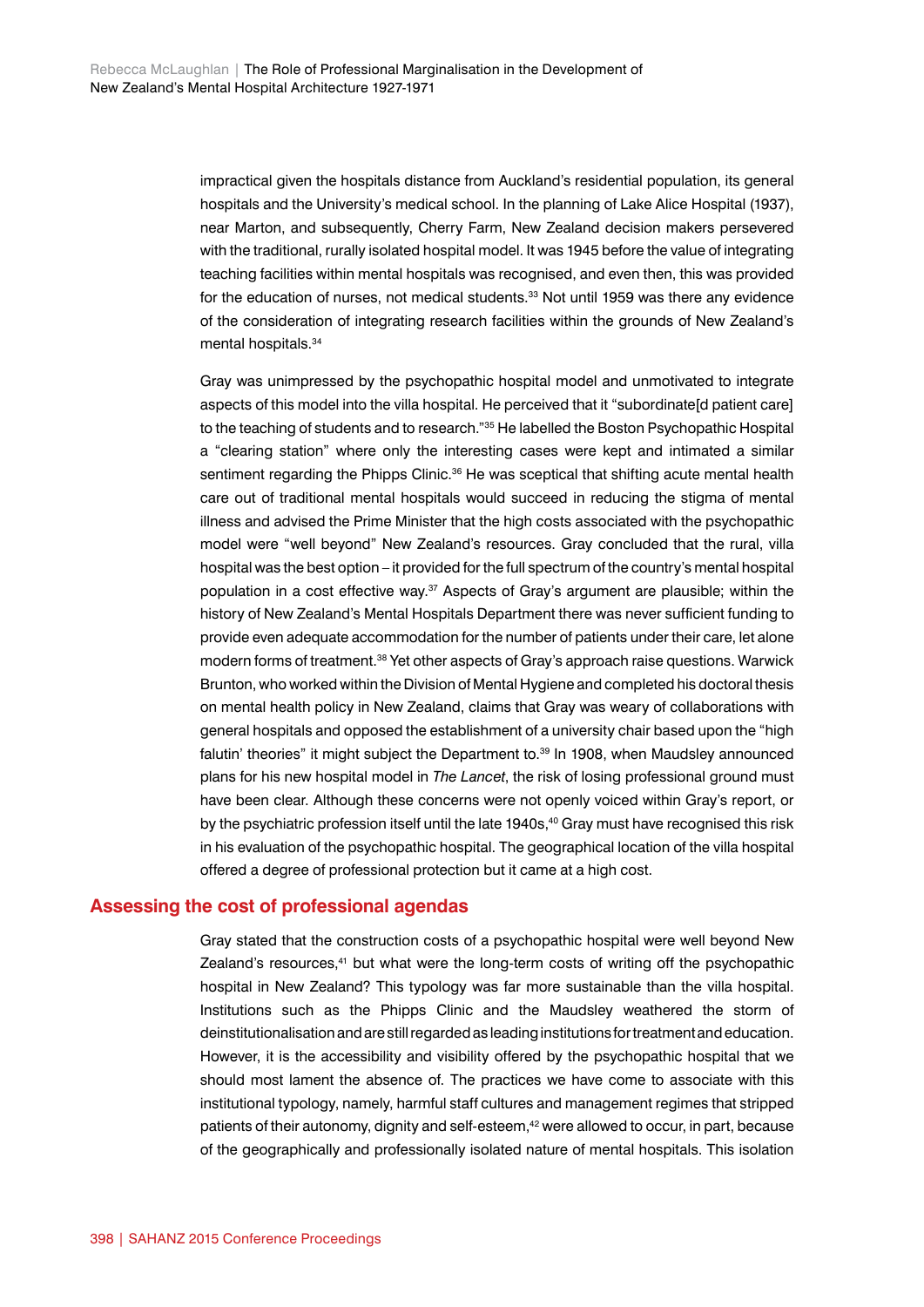impractical given the hospitals distance from Auckland's residential population, its general hospitals and the University's medical school. In the planning of Lake Alice Hospital (1937), near Marton, and subsequently, Cherry Farm, New Zealand decision makers persevered with the traditional, rurally isolated hospital model. It was 1945 before the value of integrating teaching facilities within mental hospitals was recognised, and even then, this was provided for the education of nurses, not medical students.[33] Not until 1959 was there any evidence of the consideration of integrating research facilities within the grounds of New Zealand's mental hospitals.[34]

Gray was unimpressed by the psychopathic hospital model and unmotivated to integrate aspects of this model into the villa hospital. He perceived that it "subordinate[d patient care] to the teaching of students and to research."[35] He labelled the Boston Psychopathic Hospital a "clearing station" where only the interesting cases were kept and intimated a similar sentiment regarding the Phipps Clinic.[36] He was sceptical that shifting acute mental health care out of traditional mental hospitals would succeed in reducing the stigma of mental illness and advised the Prime Minister that the high costs associated with the psychopathic model were "well beyond" New Zealand's resources. Gray concluded that the rural, villa hospital was the best option – it provided for the full spectrum of the country's mental hospital population in a cost effective way.[37] Aspects of Gray's argument are plausible; within the history of New Zealand's Mental Hospitals Department there was never sufficient funding to provide even adequate accommodation for the number of patients under their care, let alone modern forms of treatment.[38] Yet other aspects of Gray's approach raise questions. Warwick Brunton, who worked within the Division of Mental Hygiene and completed his doctoral thesis on mental health policy in New Zealand, claims that Gray was weary of collaborations with general hospitals and opposed the establishment of a university chair based upon the "high falutin' theories" it might subject the Department to.[39] In 1908, when Maudsley announced plans for his new hospital model in *The Lancet*, the risk of losing professional ground must have been clear. Although these concerns were not openly voiced within Gray's report, or by the psychiatric profession itself until the late 1940s,[40] Gray must have recognised this risk in his evaluation of the psychopathic hospital. The geographical location of the villa hospital offered a degree of professional protection but it came at a high cost.

## Assessing the cost of professional agendas

Gray stated that the construction costs of a psychopathic hospital were well beyond New Zealand's resources,[41] but what were the long-term costs of writing off the psychopathic hospital in New Zealand? This typology was far more sustainable than the villa hospital. Institutions such as the Phipps Clinic and the Maudsley weathered the storm of deinstitutionalisation and are still regarded as leading institutions for treatment and education. However, it is the accessibility and visibility offered by the psychopathic hospital that we should most lament the absence of. The practices we have come to associate with this institutional typology, namely, harmful staff cultures and management regimes that stripped patients of their autonomy, dignity and self-esteem,[42] were allowed to occur, in part, because of the geographically and professionally isolated nature of mental hospitals. This isolation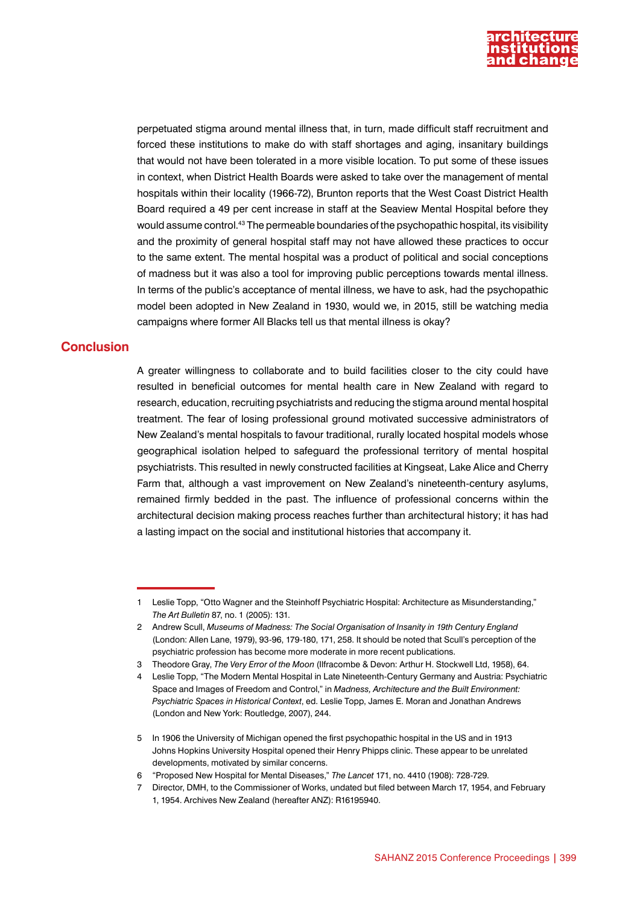perpetuated stigma around mental illness that, in turn, made difficult staff recruitment and forced these institutions to make do with staff shortages and aging, insanitary buildings that would not have been tolerated in a more visible location. To put some of these issues in context, when District Health Boards were asked to take over the management of mental hospitals within their locality (1966-72), Brunton reports that the West Coast District Health Board required a 49 per cent increase in staff at the Seaview Mental Hospital before they would assume control.[43] The permeable boundaries of the psychopathic hospital, its visibility and the proximity of general hospital staff may not have allowed these practices to occur to the same extent. The mental hospital was a product of political and social conceptions of madness but it was also a tool for improving public perceptions towards mental illness. In terms of the public's acceptance of mental illness, we have to ask, had the psychopathic model been adopted in New Zealand in 1930, would we, in 2015, still be watching media campaigns where former All Blacks tell us that mental illness is okay?

## Conclusion

A greater willingness to collaborate and to build facilities closer to the city could have resulted in beneficial outcomes for mental health care in New Zealand with regard to research, education, recruiting psychiatrists and reducing the stigma around mental hospital treatment. The fear of losing professional ground motivated successive administrators of New Zealand's mental hospitals to favour traditional, rurally located hospital models whose geographical isolation helped to safeguard the professional territory of mental hospital psychiatrists. This resulted in newly constructed facilities at Kingseat, Lake Alice and Cherry Farm that, although a vast improvement on New Zealand's nineteenth-century asylums, remained firmly bedded in the past. The influence of professional concerns within the architectural decision making process reaches further than architectural history; it has had a lasting impact on the social and institutional histories that accompany it.

---

1 Leslie Topp, "Otto Wagner and the Steinhoff Psychiatric Hospital: Architecture as Misunderstanding," *The Art Bulletin* 87, no. 1 (2005): 131.

2 Andrew Scull, *Museums of Madness: The Social Organisation of Insanity in 19th Century England* (London: Allen Lane, 1979), 93-96, 179-180, 171, 258. It should be noted that Scull's perception of the psychiatric profession has become more moderate in more recent publications.

3 Theodore Gray, *The Very Error of the Moon* (Ilfracombe & Devon: Arthur H. Stockwell Ltd, 1958), 64.

4 Leslie Topp, "The Modern Mental Hospital in Late Nineteenth-Century Germany and Austria: Psychiatric Space and Images of Freedom and Control," in *Madness, Architecture and the Built Environment: Psychiatric Spaces in Historical Context*, ed. Leslie Topp, James E. Moran and Jonathan Andrews (London and New York: Routledge, 2007), 244.

5 In 1906 the University of Michigan opened the first psychopathic hospital in the US and in 1913 Johns Hopkins University Hospital opened their Henry Phipps clinic. These appear to be unrelated developments, motivated by similar concerns.

6 "Proposed New Hospital for Mental Diseases," *The Lancet* 171, no. 4410 (1908): 728-729.

7 Director, DMH, to the Commissioner of Works, undated but filed between March 17, 1954, and February 1, 1954. Archives New Zealand (hereafter ANZ): R16195940.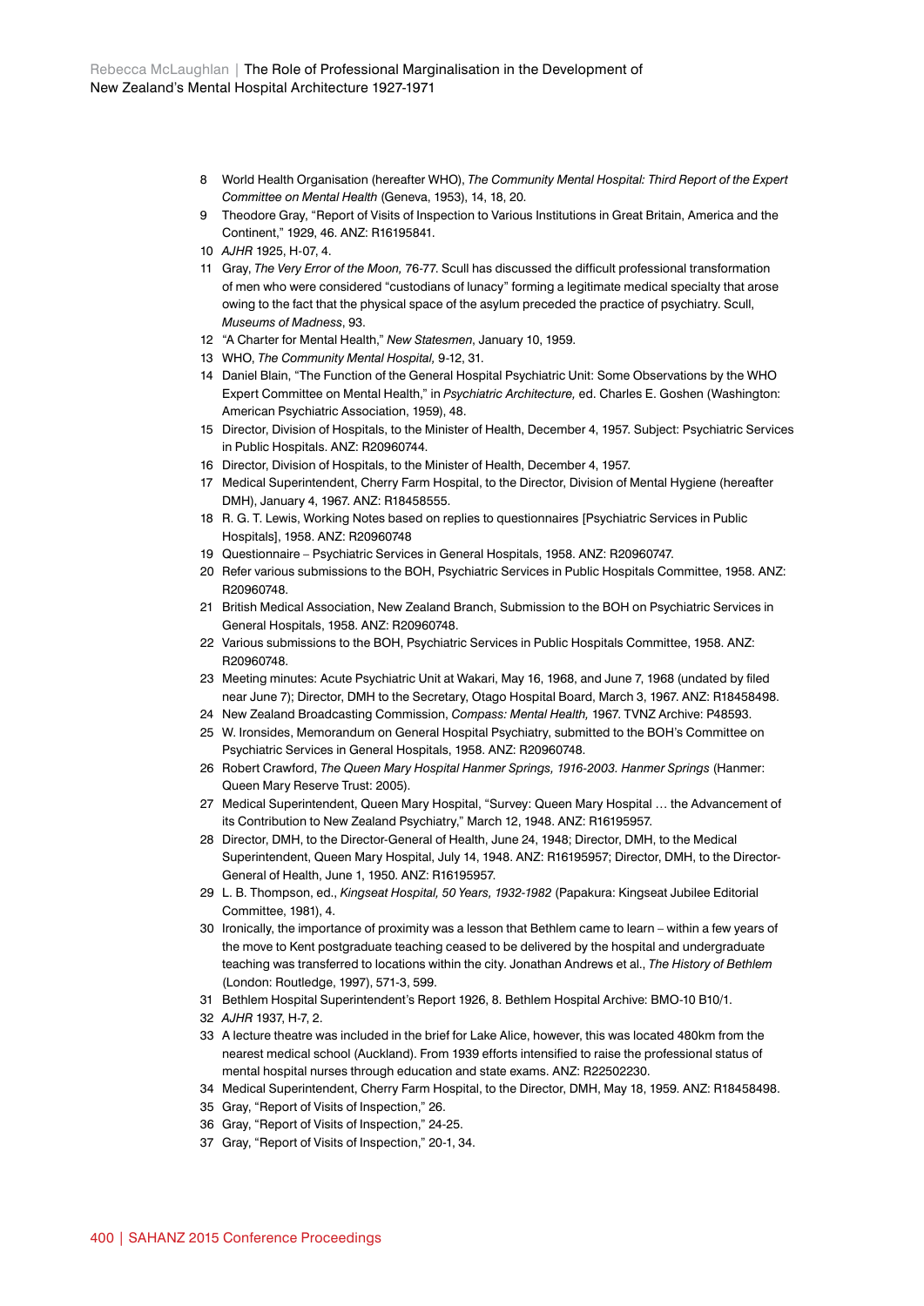8 World Health Organisation (hereafter WHO), *The Community Mental Hospital: Third Report of the Expert Committee on Mental Health* (Geneva, 1953), 14, 18, 20.

9 Theodore Gray, "Report of Visits of Inspection to Various Institutions in Great Britain, America and the Continent," 1929, 46. ANZ: R16195841.

10 *AJHR* 1925, H-07, 4.

11 Gray, *The Very Error of the Moon,* 76-77. Scull has discussed the difficult professional transformation of men who were considered "custodians of lunacy" forming a legitimate medical specialty that arose owing to the fact that the physical space of the asylum preceded the practice of psychiatry. Scull, *Museums of Madness*, 93.

12 "A Charter for Mental Health," *New Statesmen*, January 10, 1959.

13 WHO, *The Community Mental Hospital,* 9-12, 31.

14 Daniel Blain, "The Function of the General Hospital Psychiatric Unit: Some Observations by the WHO Expert Committee on Mental Health," in *Psychiatric Architecture,* ed. Charles E. Goshen (Washington: American Psychiatric Association, 1959), 48.

15 Director, Division of Hospitals, to the Minister of Health, December 4, 1957. Subject: Psychiatric Services in Public Hospitals. ANZ: R20960744.

16 Director, Division of Hospitals, to the Minister of Health, December 4, 1957.

17 Medical Superintendent, Cherry Farm Hospital, to the Director, Division of Mental Hygiene (hereafter DMH), January 4, 1967. ANZ: R18458555.

18 R. G. T. Lewis, Working Notes based on replies to questionnaires [Psychiatric Services in Public Hospitals], 1958. ANZ: R20960748

19 Questionnaire – Psychiatric Services in General Hospitals, 1958. ANZ: R20960747.

20 Refer various submissions to the BOH, Psychiatric Services in Public Hospitals Committee, 1958. ANZ: R20960748.

21 British Medical Association, New Zealand Branch, Submission to the BOH on Psychiatric Services in General Hospitals, 1958. ANZ: R20960748.

22 Various submissions to the BOH, Psychiatric Services in Public Hospitals Committee, 1958. ANZ: R20960748.

23 Meeting minutes: Acute Psychiatric Unit at Wakari, May 16, 1968, and June 7, 1968 (undated by filed near June 7); Director, DMH to the Secretary, Otago Hospital Board, March 3, 1967. ANZ: R18458498.

24 New Zealand Broadcasting Commission, *Compass: Mental Health,* 1967. TVNZ Archive: P48593.

25 W. Ironsides, Memorandum on General Hospital Psychiatry, submitted to the BOH's Committee on Psychiatric Services in General Hospitals, 1958. ANZ: R20960748.

26 Robert Crawford, *The Queen Mary Hospital Hanmer Springs, 1916-2003. Hanmer Springs* (Hanmer: Queen Mary Reserve Trust: 2005).

27 Medical Superintendent, Queen Mary Hospital, "Survey: Queen Mary Hospital … the Advancement of its Contribution to New Zealand Psychiatry," March 12, 1948. ANZ: R16195957.

28 Director, DMH, to the Director-General of Health, June 24, 1948; Director, DMH, to the Medical Superintendent, Queen Mary Hospital, July 14, 1948. ANZ: R16195957; Director, DMH, to the Director-General of Health, June 1, 1950. ANZ: R16195957.

29 L. B. Thompson, ed., *Kingseat Hospital, 50 Years, 1932-1982* (Papakura: Kingseat Jubilee Editorial Committee, 1981), 4.

30 Ironically, the importance of proximity was a lesson that Bethlem came to learn – within a few years of the move to Kent postgraduate teaching ceased to be delivered by the hospital and undergraduate teaching was transferred to locations within the city. Jonathan Andrews et al., *The History of Bethlem* (London: Routledge, 1997), 571-3, 599.

31 Bethlem Hospital Superintendent's Report 1926, 8. Bethlem Hospital Archive: BMO-10 B10/1.

32 *AJHR* 1937, H-7, 2.

33 A lecture theatre was included in the brief for Lake Alice, however, this was located 480km from the nearest medical school (Auckland). From 1939 efforts intensified to raise the professional status of mental hospital nurses through education and state exams. ANZ: R22502230.

34 Medical Superintendent, Cherry Farm Hospital, to the Director, DMH, May 18, 1959. ANZ: R18458498.

35 Gray, "Report of Visits of Inspection," 26.

36 Gray, "Report of Visits of Inspection," 24-25.

37 Gray, "Report of Visits of Inspection," 20-1, 34.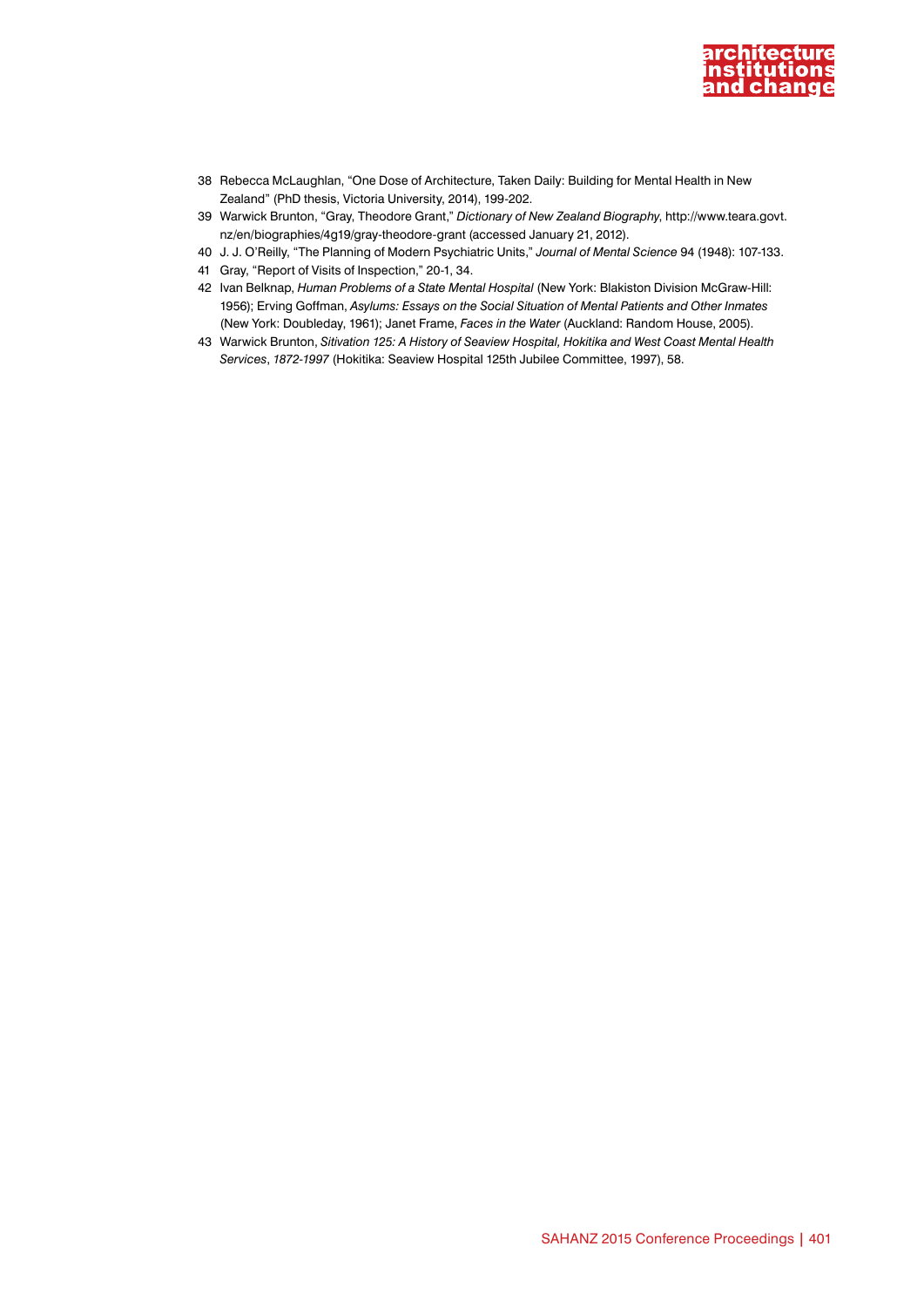38 Rebecca McLaughlan, "One Dose of Architecture, Taken Daily: Building for Mental Health in New Zealand" (PhD thesis, Victoria University, 2014), 199-202.

39 Warwick Brunton, "Gray, Theodore Grant," *Dictionary of New Zealand Biography*, http://www.teara.govt.nz/en/biographies/4g19/gray-theodore-grant (accessed January 21, 2012).

40 J. J. O'Reilly, "The Planning of Modern Psychiatric Units," *Journal of Mental Science* 94 (1948): 107-133.

41 Gray, "Report of Visits of Inspection," 20-1, 34.

42 Ivan Belknap, *Human Problems of a State Mental Hospital* (New York: Blakiston Division McGraw-Hill: 1956); Erving Goffman, *Asylums: Essays on the Social Situation of Mental Patients and Other Inmates* (New York: Doubleday, 1961); Janet Frame, *Faces in the Water* (Auckland: Random House, 2005).

43 Warwick Brunton, *Sitivation 125: A History of Seaview Hospital, Hokitika and West Coast Mental Health Services*, *1872-1997* (Hokitika: Seaview Hospital 125th Jubilee Committee, 1997), 58.